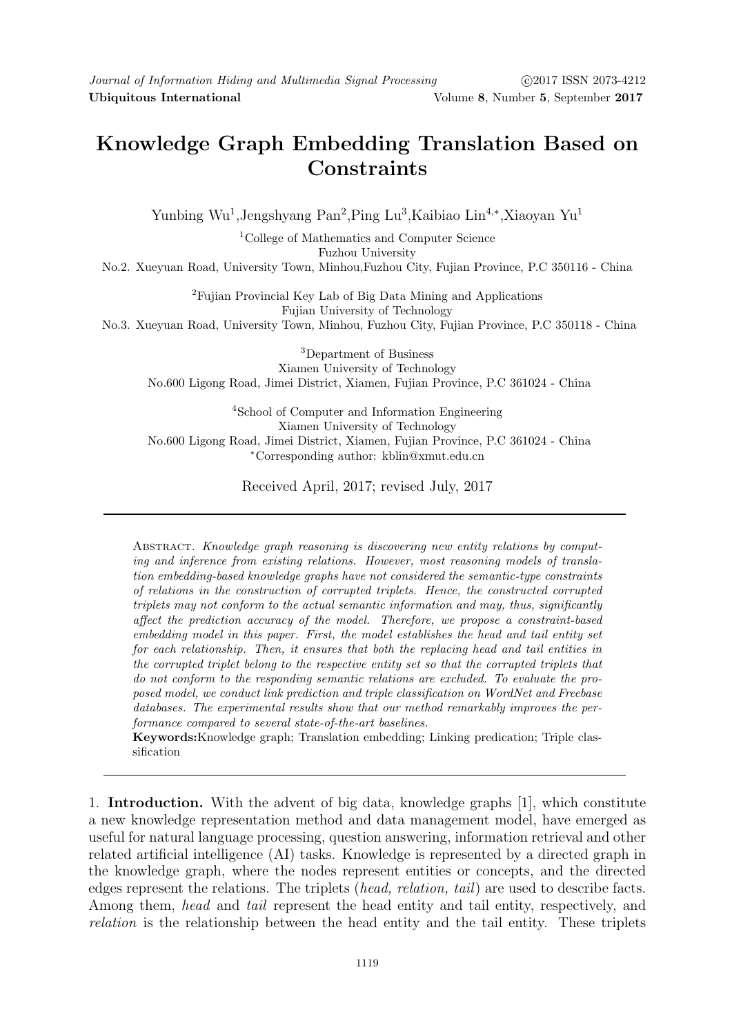# Knowledge Graph Embedding Translation Based on Constraints

Yunbing Wu[1],Jengshyang Pan[2],Ping Lu[3],Kaibiao Lin[4,*],Xiaoyan Yu[1]

[1]College of Mathematics and Computer Science
Fuzhou University
No.2. Xueyuan Road, University Town, Minhou,Fuzhou City, Fujian Province, P.C 350116 - China

[2]Fujian Provincial Key Lab of Big Data Mining and Applications
Fujian University of Technology
No.3. Xueyuan Road, University Town, Minhou, Fuzhou City, Fujian Province, P.C 350118 - China

[3]Department of Business
Xiamen University of Technology
No.600 Ligong Road, Jimei District, Xiamen, Fujian Province, P.C 361024 - China

[4]School of Computer and Information Engineering
Xiamen University of Technology
No.600 Ligong Road, Jimei District, Xiamen, Fujian Province, P.C 361024 - China
*Corresponding author: kblin@xmut.edu.cn

Received April, 2017; revised July, 2017

Abstract. *Knowledge graph reasoning is discovering new entity relations by computing and inference from existing relations. However, most reasoning models of translation embedding-based knowledge graphs have not considered the semantic-type constraints of relations in the construction of corrupted triplets. Hence, the constructed corrupted triplets may not conform to the actual semantic information and may, thus, significantly affect the prediction accuracy of the model. Therefore, we propose a constraint-based embedding model in this paper. First, the model establishes the head and tail entity set for each relationship. Then, it ensures that both the replacing head and tail entities in the corrupted triplet belong to the respective entity set so that the corrupted triplets that do not conform to the responding semantic relations are excluded. To evaluate the proposed model, we conduct link prediction and triple classification on WordNet and Freebase databases. The experimental results show that our method remarkably improves the performance compared to several state-of-the-art baselines.*

**Keywords:**Knowledge graph; Translation embedding; Linking predication; Triple classification

1. **Introduction.** With the advent of big data, knowledge graphs [1], which constitute a new knowledge representation method and data management model, have emerged as useful for natural language processing, question answering, information retrieval and other related artificial intelligence (AI) tasks. Knowledge is represented by a directed graph in the knowledge graph, where the nodes represent entities or concepts, and the directed edges represent the relations. The triplets (*head, relation, tail*) are used to describe facts. Among them, *head* and *tail* represent the head entity and tail entity, respectively, and *relation* is the relationship between the head entity and the tail entity. These triplets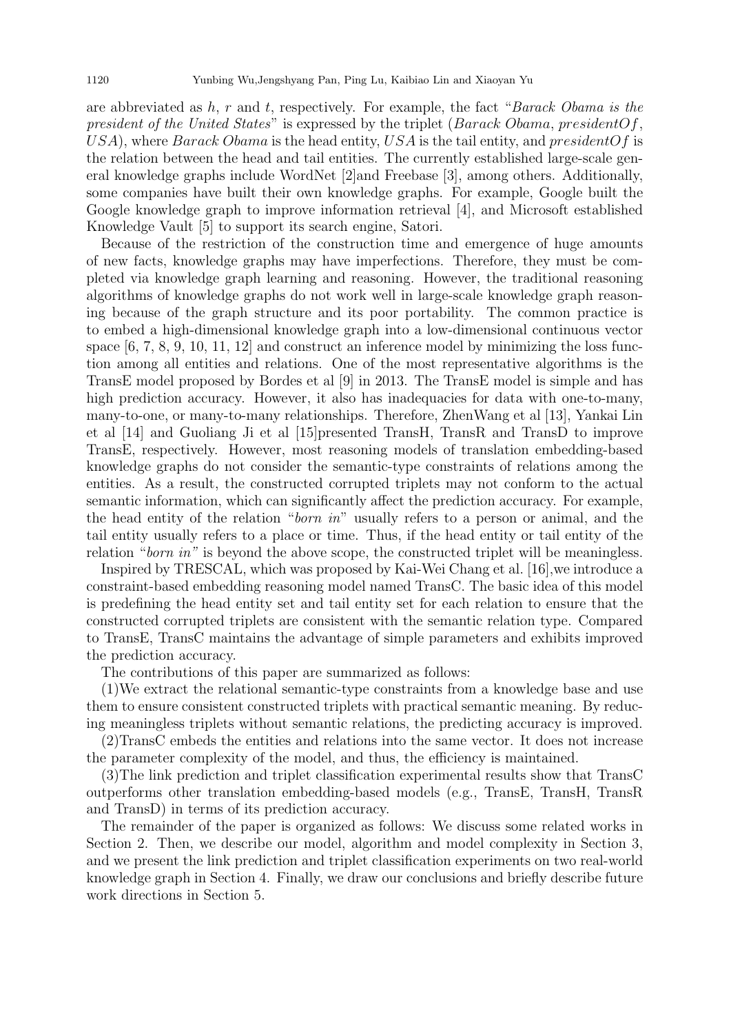are abbreviated as $h$, $r$ and $t$, respectively. For example, the fact "*Barack Obama is the president of the United States*" is expressed by the triplet (*Barack Obama*, $presidentOf$, $USA$), where *Barack Obama* is the head entity, $USA$ is the tail entity, and $presidentOf$ is the relation between the head and tail entities. The currently established large-scale general knowledge graphs include WordNet [2]and Freebase [3], among others. Additionally, some companies have built their own knowledge graphs. For example, Google built the Google knowledge graph to improve information retrieval [4], and Microsoft established Knowledge Vault [5] to support its search engine, Satori.

Because of the restriction of the construction time and emergence of huge amounts of new facts, knowledge graphs may have imperfections. Therefore, they must be completed via knowledge graph learning and reasoning. However, the traditional reasoning algorithms of knowledge graphs do not work well in large-scale knowledge graph reasoning because of the graph structure and its poor portability. The common practice is to embed a high-dimensional knowledge graph into a low-dimensional continuous vector space [6, 7, 8, 9, 10, 11, 12] and construct an inference model by minimizing the loss function among all entities and relations. One of the most representative algorithms is the TransE model proposed by Bordes et al [9] in 2013. The TransE model is simple and has high prediction accuracy. However, it also has inadequacies for data with one-to-many, many-to-one, or many-to-many relationships. Therefore, ZhenWang et al [13], Yankai Lin et al [14] and Guoliang Ji et al [15]presented TransH, TransR and TransD to improve TransE, respectively. However, most reasoning models of translation embedding-based knowledge graphs do not consider the semantic-type constraints of relations among the entities. As a result, the constructed corrupted triplets may not conform to the actual semantic information, which can significantly affect the prediction accuracy. For example, the head entity of the relation "*born in*" usually refers to a person or animal, and the tail entity usually refers to a place or time. Thus, if the head entity or tail entity of the relation "*born in*" is beyond the above scope, the constructed triplet will be meaningless.

Inspired by TRESCAL, which was proposed by Kai-Wei Chang et al. [16],we introduce a constraint-based embedding reasoning model named TransC. The basic idea of this model is predefining the head entity set and tail entity set for each relation to ensure that the constructed corrupted triplets are consistent with the semantic relation type. Compared to TransE, TransC maintains the advantage of simple parameters and exhibits improved the prediction accuracy.

The contributions of this paper are summarized as follows:

(1)We extract the relational semantic-type constraints from a knowledge base and use them to ensure consistent constructed triplets with practical semantic meaning. By reducing meaningless triplets without semantic relations, the predicting accuracy is improved.

(2)TransC embeds the entities and relations into the same vector. It does not increase the parameter complexity of the model, and thus, the efficiency is maintained.

(3)The link prediction and triplet classification experimental results show that TransC outperforms other translation embedding-based models (e.g., TransE, TransH, TransR and TransD) in terms of its prediction accuracy.

The remainder of the paper is organized as follows: We discuss some related works in Section 2. Then, we describe our model, algorithm and model complexity in Section 3, and we present the link prediction and triplet classification experiments on two real-world knowledge graph in Section 4. Finally, we draw our conclusions and briefly describe future work directions in Section 5.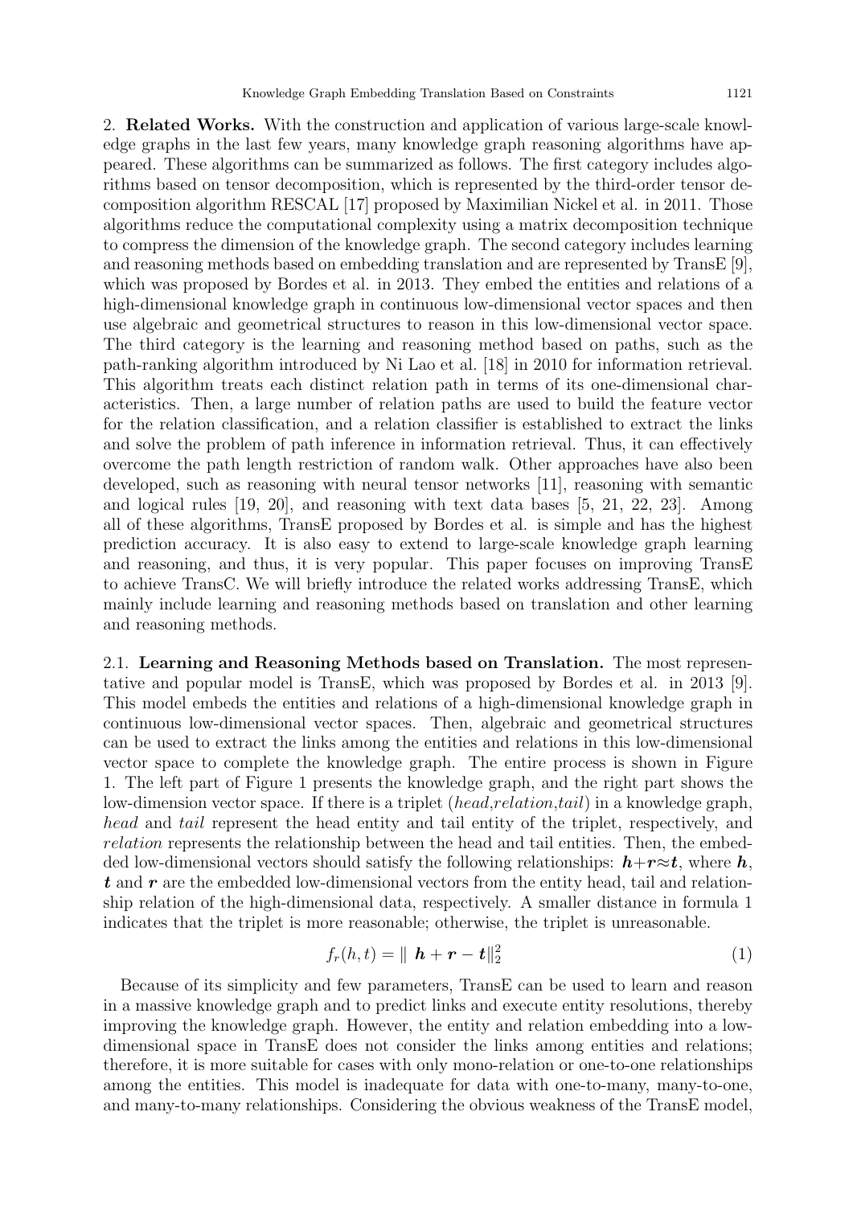2. **Related Works.** With the construction and application of various large-scale knowledge graphs in the last few years, many knowledge graph reasoning algorithms have appeared. These algorithms can be summarized as follows. The first category includes algorithms based on tensor decomposition, which is represented by the third-order tensor decomposition algorithm RESCAL [17] proposed by Maximilian Nickel et al. in 2011. Those algorithms reduce the computational complexity using a matrix decomposition technique to compress the dimension of the knowledge graph. The second category includes learning and reasoning methods based on embedding translation and are represented by TransE [9], which was proposed by Bordes et al. in 2013. They embed the entities and relations of a high-dimensional knowledge graph in continuous low-dimensional vector spaces and then use algebraic and geometrical structures to reason in this low-dimensional vector space. The third category is the learning and reasoning method based on paths, such as the path-ranking algorithm introduced by Ni Lao et al. [18] in 2010 for information retrieval. This algorithm treats each distinct relation path in terms of its one-dimensional characteristics. Then, a large number of relation paths are used to build the feature vector for the relation classification, and a relation classifier is established to extract the links and solve the problem of path inference in information retrieval. Thus, it can effectively overcome the path length restriction of random walk. Other approaches have also been developed, such as reasoning with neural tensor networks [11], reasoning with semantic and logical rules [19, 20], and reasoning with text data bases [5, 21, 22, 23]. Among all of these algorithms, TransE proposed by Bordes et al. is simple and has the highest prediction accuracy. It is also easy to extend to large-scale knowledge graph learning and reasoning, and thus, it is very popular. This paper focuses on improving TransE to achieve TransC. We will briefly introduce the related works addressing TransE, which mainly include learning and reasoning methods based on translation and other learning and reasoning methods.

2.1. **Learning and Reasoning Methods based on Translation.** The most representative and popular model is TransE, which was proposed by Bordes et al. in 2013 [9]. This model embeds the entities and relations of a high-dimensional knowledge graph in continuous low-dimensional vector spaces. Then, algebraic and geometrical structures can be used to extract the links among the entities and relations in this low-dimensional vector space to complete the knowledge graph. The entire process is shown in Figure 1. The left part of Figure 1 presents the knowledge graph, and the right part shows the low-dimension vector space. If there is a triplet (*head*,*relation*,*tail*) in a knowledge graph, *head* and *tail* represent the head entity and tail entity of the triplet, respectively, and *relation* represents the relationship between the head and tail entities. Then, the embedded low-dimensional vectors should satisfy the following relationships: $\boldsymbol{h}+\boldsymbol{r}\approx\boldsymbol{t}$, where $\boldsymbol{h}$, $\boldsymbol{t}$ and $\boldsymbol{r}$ are the embedded low-dimensional vectors from the entity head, tail and relationship relation of the high-dimensional data, respectively. A smaller distance in formula 1 indicates that the triplet is more reasonable; otherwise, the triplet is unreasonable.

$$f_r(h,t) = \| \boldsymbol{h} + \boldsymbol{r} - \boldsymbol{t} \|_2^2 \tag{1}$$

Because of its simplicity and few parameters, TransE can be used to learn and reason in a massive knowledge graph and to predict links and execute entity resolutions, thereby improving the knowledge graph. However, the entity and relation embedding into a low-dimensional space in TransE does not consider the links among entities and relations; therefore, it is more suitable for cases with only mono-relation or one-to-one relationships among the entities. This model is inadequate for data with one-to-many, many-to-one, and many-to-many relationships. Considering the obvious weakness of the TransE model,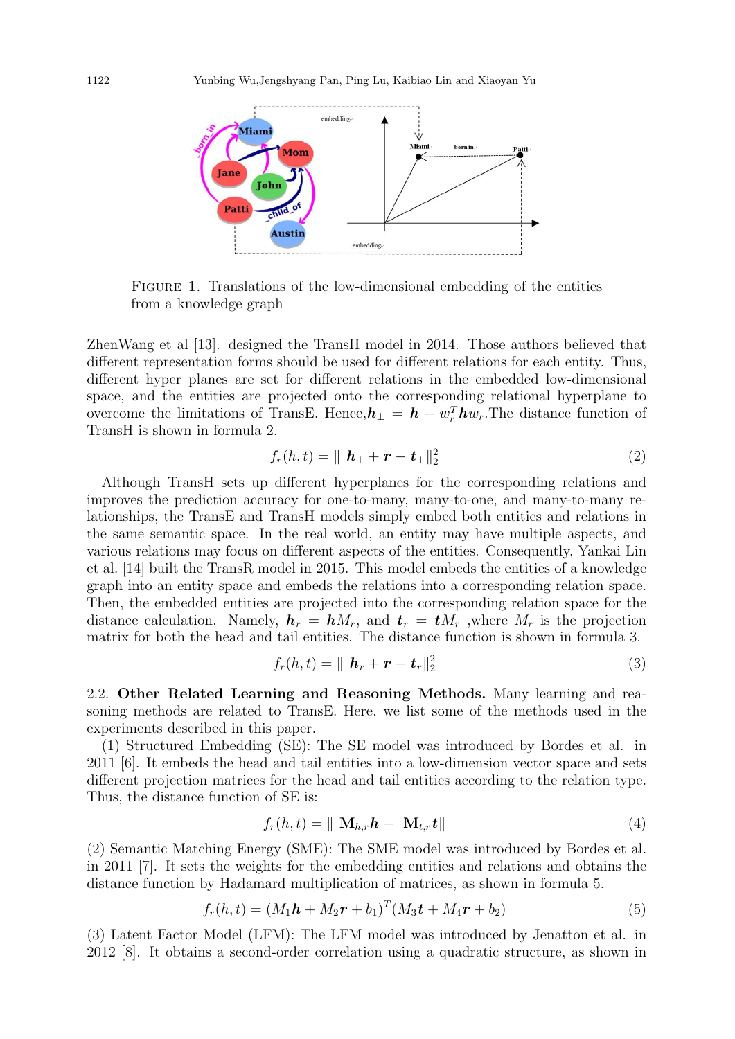FIGURE 1. Translations of the low-dimensional embedding of the entities from a knowledge graph

ZhenWang et al [13]. designed the TransH model in 2014. Those authors believed that different representation forms should be used for different relations for each entity. Thus, different hyper planes are set for different relations in the embedded low-dimensional space, and the entities are projected onto the corresponding relational hyperplane to overcome the limitations of TransE. Hence, $\boldsymbol{h}_{\perp} = \boldsymbol{h} - w_r^T \boldsymbol{h} w_r$. The distance function of TransH is shown in formula 2.

$$f_r(h,t) = \| \ \boldsymbol{h}_{\perp} + \boldsymbol{r} - \boldsymbol{t}_{\perp} \|_2^2 \tag{2}$$

Although TransH sets up different hyperplanes for the corresponding relations and improves the prediction accuracy for one-to-many, many-to-one, and many-to-many relationships, the TransE and TransH models simply embed both entities and relations in the same semantic space. In the real world, an entity may have multiple aspects, and various relations may focus on different aspects of the entities. Consequently, Yankai Lin et al. [14] built the TransR model in 2015. This model embeds the entities of a knowledge graph into an entity space and embeds the relations into a corresponding relation space. Then, the embedded entities are projected into the corresponding relation space for the distance calculation. Namely, $\boldsymbol{h}_r = \boldsymbol{h} M_r$, and $\boldsymbol{t}_r = \boldsymbol{t} M_r$ ,where $M_r$ is the projection matrix for both the head and tail entities. The distance function is shown in formula 3.

$$f_r(h,t) = \| \ \boldsymbol{h}_r + \boldsymbol{r} - \boldsymbol{t}_r \|_2^2 \tag{3}$$

2.2. **Other Related Learning and Reasoning Methods.** Many learning and reasoning methods are related to TransE. Here, we list some of the methods used in the experiments described in this paper.

(1) Structured Embedding (SE): The SE model was introduced by Bordes et al. in 2011 [6]. It embeds the head and tail entities into a low-dimension vector space and sets different projection matrices for the head and tail entities according to the relation type. Thus, the distance function of SE is:

$$f_r(h,t) = \| \ \mathbf{M}_{h,r} \boldsymbol{h} - \ \mathbf{M}_{t,r} \boldsymbol{t} \| \tag{4}$$

(2) Semantic Matching Energy (SME): The SME model was introduced by Bordes et al. in 2011 [7]. It sets the weights for the embedding entities and relations and obtains the distance function by Hadamard multiplication of matrices, as shown in formula 5.

$$f_r(h,t) = (M_1 \boldsymbol{h} + M_2 \boldsymbol{r} + b_1)^T (M_3 \boldsymbol{t} + M_4 \boldsymbol{r} + b_2) \tag{5}$$

(3) Latent Factor Model (LFM): The LFM model was introduced by Jenatton et al. in 2012 [8]. It obtains a second-order correlation using a quadratic structure, as shown in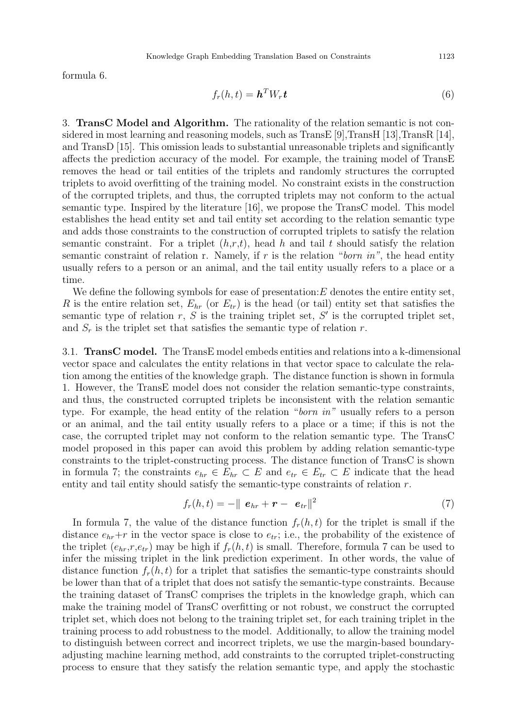formula 6.

$$f_r(h,t) = \boldsymbol{h}^T W_r \boldsymbol{t} \tag{6}$$

## 3. TransC Model and Algorithm.

The rationality of the relation semantic is not considered in most learning and reasoning models, such as TransE [9],TransH [13],TransR [14], and TransD [15]. This omission leads to substantial unreasonable triplets and significantly affects the prediction accuracy of the model. For example, the training model of TransE removes the head or tail entities of the triplets and randomly structures the corrupted triplets to avoid overfitting of the training model. No constraint exists in the construction of the corrupted triplets, and thus, the corrupted triplets may not conform to the actual semantic type. Inspired by the literature [16], we propose the TransC model. This model establishes the head entity set and tail entity set according to the relation semantic type and adds those constraints to the construction of corrupted triplets to satisfy the relation semantic constraint. For a triplet $(h,r,t)$, head $h$ and tail $t$ should satisfy the relation semantic constraint of relation r. Namely, if $r$ is the relation "*born in*", the head entity usually refers to a person or an animal, and the tail entity usually refers to a place or a time.

We define the following symbols for ease of presentation:$E$ denotes the entire entity set, $R$ is the entire relation set, $E_{hr}$ (or $E_{tr}$) is the head (or tail) entity set that satisfies the semantic type of relation $r$, $S$ is the training triplet set, $S'$ is the corrupted triplet set, and $S_r$ is the triplet set that satisfies the semantic type of relation $r$.

### 3.1. TransC model.

The TransE model embeds entities and relations into a k-dimensional vector space and calculates the entity relations in that vector space to calculate the relation among the entities of the knowledge graph. The distance function is shown in formula 1. However, the TransE model does not consider the relation semantic-type constraints, and thus, the constructed corrupted triplets be inconsistent with the relation semantic type. For example, the head entity of the relation "*born in*" usually refers to a person or an animal, and the tail entity usually refers to a place or a time; if this is not the case, the corrupted triplet may not conform to the relation semantic type. The TransC model proposed in this paper can avoid this problem by adding relation semantic-type constraints to the triplet-constructing process. The distance function of TransC is shown in formula 7; the constraints $e_{hr} \in E_{hr} \subset E$ and $e_{tr} \in E_{tr} \subset E$ indicate that the head entity and tail entity should satisfy the semantic-type constraints of relation $r$.

$$f_r(h,t) = -\| \boldsymbol{e}_{hr} + \boldsymbol{r} - \boldsymbol{e}_{tr} \|^2 \tag{7}$$

In formula 7, the value of the distance function $f_r(h,t)$ for the triplet is small if the distance $e_{hr}$+$r$ in the vector space is close to $e_{tr}$; i.e., the probability of the existence of the triplet $(e_{hr},r,e_{tr})$ may be high if $f_r(h,t)$ is small. Therefore, formula 7 can be used to infer the missing triplet in the link prediction experiment. In other words, the value of distance function $f_r(h,t)$ for a triplet that satisfies the semantic-type constraints should be lower than that of a triplet that does not satisfy the semantic-type constraints. Because the training dataset of TransC comprises the triplets in the knowledge graph, which can make the training model of TransC overfitting or not robust, we construct the corrupted triplet set, which does not belong to the training triplet set, for each training triplet in the training process to add robustness to the model. Additionally, to allow the training model to distinguish between correct and incorrect triplets, we use the margin-based boundary-adjusting machine learning method, add constraints to the corrupted triplet-constructing process to ensure that they satisfy the relation semantic type, and apply the stochastic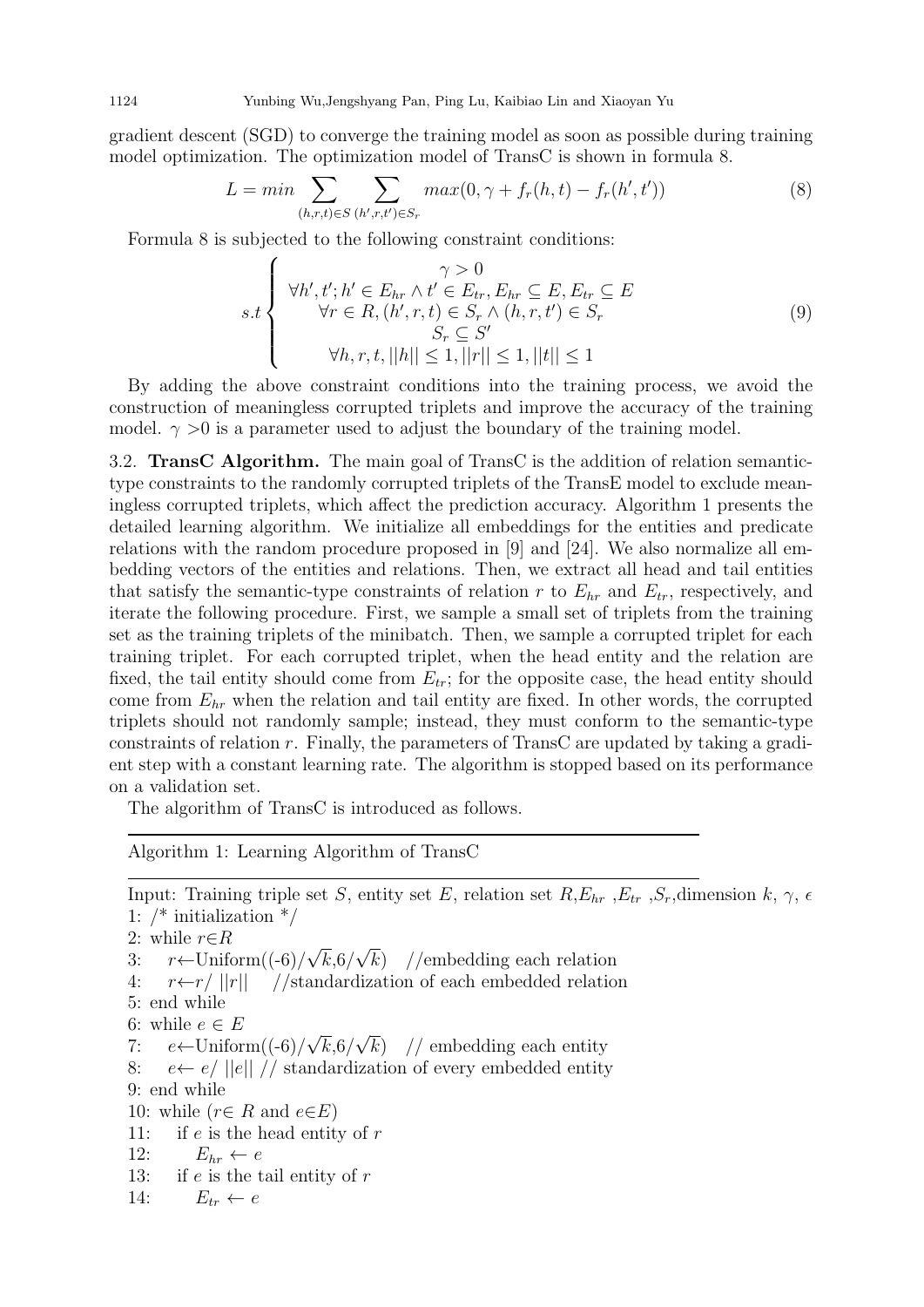gradient descent (SGD) to converge the training model as soon as possible during training model optimization. The optimization model of TransC is shown in formula 8.

$$L = min \sum_{(h,r,t)\in S} \sum_{(h',r,t')\in S_r} max(0, \gamma + f_r(h,t) - f_r(h',t')) \tag{8}$$

Formula 8 is subjected to the following constraint conditions:

$$s.t \begin{cases} \gamma > 0 \\ \forall h', t'; h' \in E_{hr} \wedge t' \in E_{tr}, E_{hr} \subseteq E, E_{tr} \subseteq E \\ \forall r \in R, (h', r, t) \in S_r \wedge (h, r, t') \in S_r \\ S_r \subseteq S' \\ \forall h, r, t, ||h|| \leq 1, ||r|| \leq 1, ||t|| \leq 1 \end{cases} \tag{9}$$

By adding the above constraint conditions into the training process, we avoid the construction of meaningless corrupted triplets and improve the accuracy of the training model. $\gamma > 0$ is a parameter used to adjust the boundary of the training model.

3.2. **TransC Algorithm.** The main goal of TransC is the addition of relation semantic-type constraints to the randomly corrupted triplets of the TransE model to exclude meaningless corrupted triplets, which affect the prediction accuracy. Algorithm 1 presents the detailed learning algorithm. We initialize all embeddings for the entities and predicate relations with the random procedure proposed in [9] and [24]. We also normalize all embedding vectors of the entities and relations. Then, we extract all head and tail entities that satisfy the semantic-type constraints of relation $r$ to $E_{hr}$ and $E_{tr}$, respectively, and iterate the following procedure. First, we sample a small set of triplets from the training set as the training triplets of the minibatch. Then, we sample a corrupted triplet for each training triplet. For each corrupted triplet, when the head entity and the relation are fixed, the tail entity should come from $E_{tr}$; for the opposite case, the head entity should come from $E_{hr}$ when the relation and tail entity are fixed. In other words, the corrupted triplets should not randomly sample; instead, they must conform to the semantic-type constraints of relation $r$. Finally, the parameters of TransC are updated by taking a gradient step with a constant learning rate. The algorithm is stopped based on its performance on a validation set.

The algorithm of TransC is introduced as follows.

---

Algorithm 1: Learning Algorithm of TransC

---

Input: Training triple set $S$, entity set $E$, relation set $R$,$E_{hr}$ ,$E_{tr}$ ,$S_r$,dimension $k$, $\gamma$, $\epsilon$
1: /* initialization */
2: while $r \in R$
3: $\quad r \leftarrow$Uniform((-6)/$\sqrt{k}$,6/$\sqrt{k}$) //embedding each relation
4: $\quad r \leftarrow r/\ ||r||$ //standardization of each embedded relation
5: end while
6: while $e \in E$
7: $\quad e \leftarrow$Uniform((-6)/$\sqrt{k}$,6/$\sqrt{k}$) // embedding each entity
8: $\quad e \leftarrow e/\ ||e||$ // standardization of every embedded entity
9: end while
10: while ($r \in R$ and $e \in E$)
11: $\quad$ if $e$ is the head entity of $r$
12: $\quad\quad E_{hr} \leftarrow e$
13: $\quad$ if $e$ is the tail entity of $r$
14: $\quad\quad E_{tr} \leftarrow e$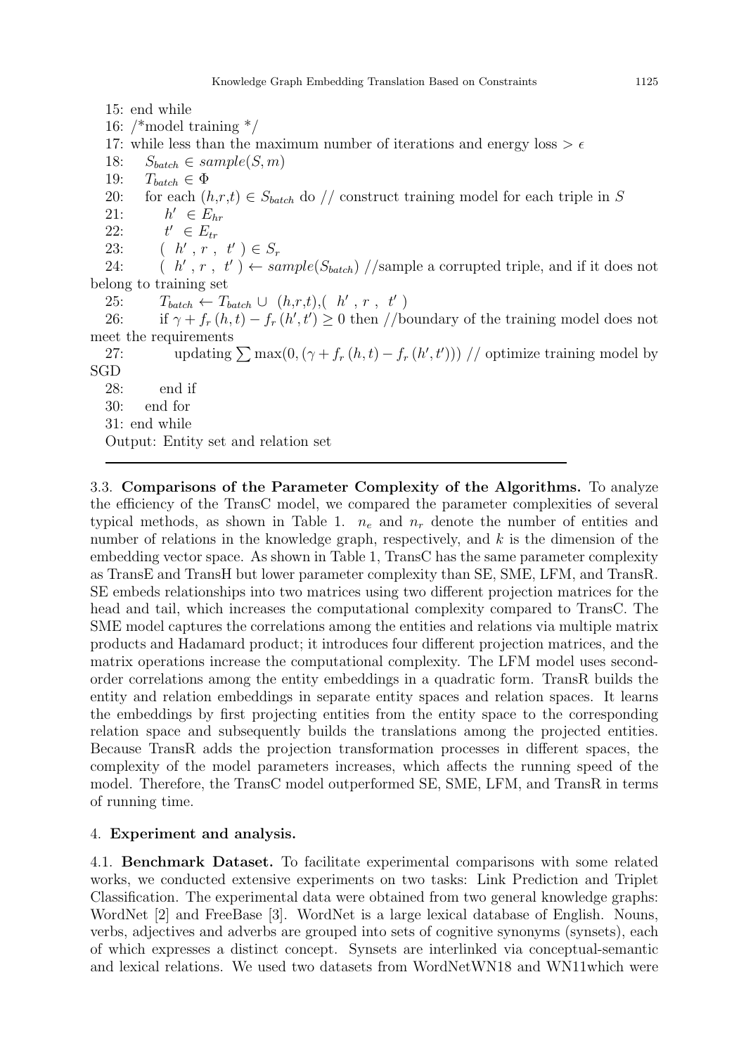15: end while

16: /*model training */

17: while less than the maximum number of iterations and energy loss > $\epsilon$

18: $S_{batch} \in sample(S, m)$

19: $T_{batch} \in \Phi$

20: for each $(h,r,t) \in S_{batch}$ do // construct training model for each triple in $S$

21: $h' \in E_{hr}$

22: $t' \in E_{tr}$

23: $(h', r, t') \in S_r$

24: $(h', r, t') \leftarrow sample(S_{batch})$ //sample a corrupted triple, and if it does not belong to training set

25: $T_{batch} \leftarrow T_{batch} \cup (h,r,t),(h', r, t')$

26: if $\gamma + f_r(h,t) - f_r(h',t') \geq 0$ then //boundary of the training model does not meet the requirements

27: updating $\sum \max(0, (\gamma + f_r(h,t) - f_r(h',t')))$ // optimize training model by SGD

28: end if

30: end for

31: end while

Output: Entity set and relation set

3.3. **Comparisons of the Parameter Complexity of the Algorithms.** To analyze the efficiency of the TransC model, we compared the parameter complexities of several typical methods, as shown in Table 1. $n_e$ and $n_r$ denote the number of entities and number of relations in the knowledge graph, respectively, and $k$ is the dimension of the embedding vector space. As shown in Table 1, TransC has the same parameter complexity as TransE and TransH but lower parameter complexity than SE, SME, LFM, and TransR. SE embeds relationships into two matrices using two different projection matrices for the head and tail, which increases the computational complexity compared to TransC. The SME model captures the correlations among the entities and relations via multiple matrix products and Hadamard product; it introduces four different projection matrices, and the matrix operations increase the computational complexity. The LFM model uses second-order correlations among the entity embeddings in a quadratic form. TransR builds the entity and relation embeddings in separate entity spaces and relation spaces. It learns the embeddings by first projecting entities from the entity space to the corresponding relation space and subsequently builds the translations among the projected entities. Because TransR adds the projection transformation processes in different spaces, the complexity of the model parameters increases, which affects the running speed of the model. Therefore, the TransC model outperformed SE, SME, LFM, and TransR in terms of running time.

## 4. Experiment and analysis.

4.1. **Benchmark Dataset.** To facilitate experimental comparisons with some related works, we conducted extensive experiments on two tasks: Link Prediction and Triplet Classification. The experimental data were obtained from two general knowledge graphs: WordNet [2] and FreeBase [3]. WordNet is a large lexical database of English. Nouns, verbs, adjectives and adverbs are grouped into sets of cognitive synonyms (synsets), each of which expresses a distinct concept. Synsets are interlinked via conceptual-semantic and lexical relations. We used two datasets from WordNetWN18 and WN11which were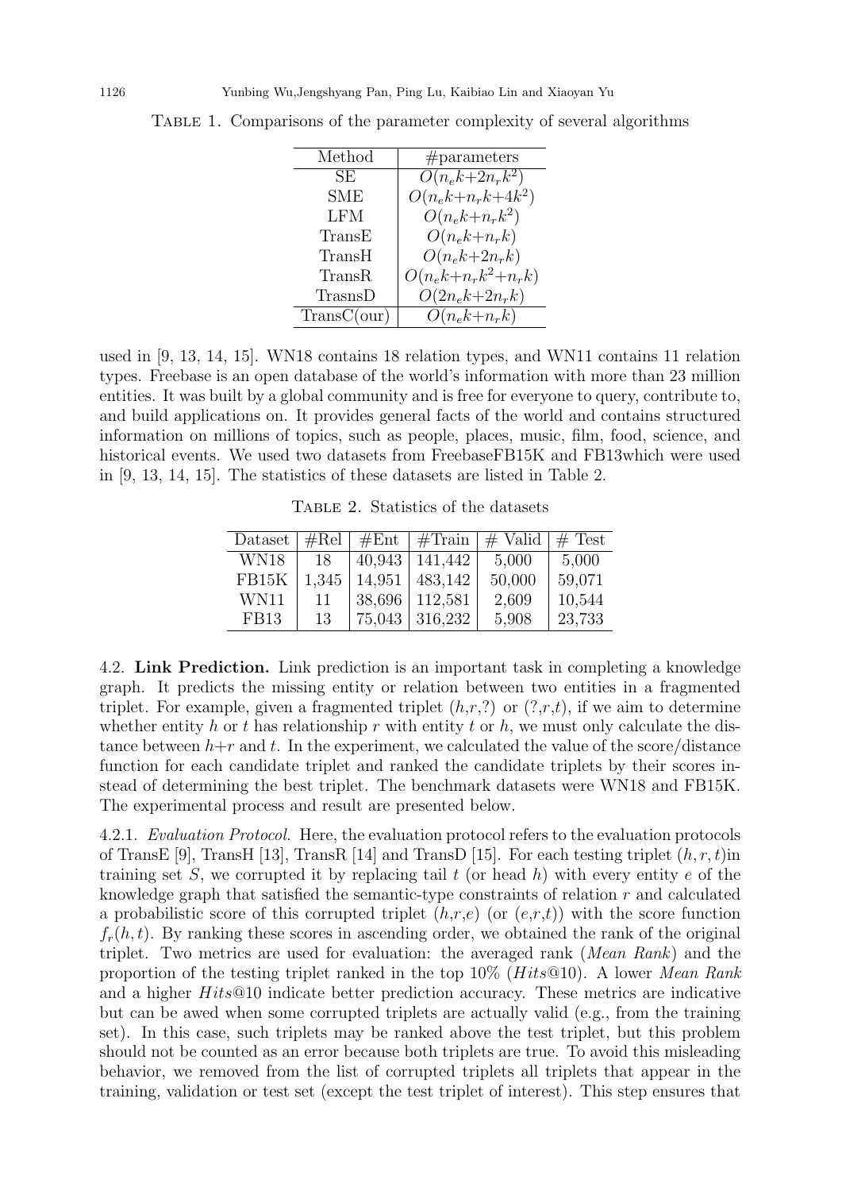Table 1. Comparisons of the parameter complexity of several algorithms

| Method | #parameters |
|---|---|
| SE | $O(n_e k+2n_r k^2)$ |
| SME | $O(n_e k+n_r k+4k^2)$ |
| LFM | $O(n_e k+n_r k^2)$ |
| TransE | $O(n_e k+n_r k)$ |
| TransH | $O(n_e k+2n_r k)$ |
| TransR | $O(n_e k+n_r k^2+n_r k)$ |
| TrasnsD | $O(2n_e k+2n_r k)$ |
| TransC(our) | $O(n_e k+n_r k)$ |

used in [9, 13, 14, 15]. WN18 contains 18 relation types, and WN11 contains 11 relation types. Freebase is an open database of the world's information with more than 23 million entities. It was built by a global community and is free for everyone to query, contribute to, and build applications on. It provides general facts of the world and contains structured information on millions of topics, such as people, places, music, film, food, science, and historical events. We used two datasets from FreebaseFB15K and FB13which were used in [9, 13, 14, 15]. The statistics of these datasets are listed in Table 2.

Table 2. Statistics of the datasets

| Dataset | #Rel | #Ent | #Train | # Valid | # Test |
|---|---|---|---|---|---|
| WN18 | 18 | 40,943 | 141,442 | 5,000 | 5,000 |
| FB15K | 1,345 | 14,951 | 483,142 | 50,000 | 59,071 |
| WN11 | 11 | 38,696 | 112,581 | 2,609 | 10,544 |
| FB13 | 13 | 75,043 | 316,232 | 5,908 | 23,733 |

4.2. **Link Prediction.** Link prediction is an important task in completing a knowledge graph. It predicts the missing entity or relation between two entities in a fragmented triplet. For example, given a fragmented triplet ($h$,$r$,?) or (?,$r$,$t$), if we aim to determine whether entity $h$ or $t$ has relationship $r$ with entity $t$ or $h$, we must only calculate the distance between $h$+$r$ and $t$. In the experiment, we calculated the value of the score/distance function for each candidate triplet and ranked the candidate triplets by their scores instead of determining the best triplet. The benchmark datasets were WN18 and FB15K. The experimental process and result are presented below.

4.2.1. *Evaluation Protocol.* Here, the evaluation protocol refers to the evaluation protocols of TransE [9], TransH [13], TransR [14] and TransD [15]. For each testing triplet $(h, r, t)$in training set $S$, we corrupted it by replacing tail $t$ (or head $h$) with every entity $e$ of the knowledge graph that satisfied the semantic-type constraints of relation $r$ and calculated a probabilistic score of this corrupted triplet ($h$,$r$,$e$) (or ($e$,$r$,$t$)) with the score function $f_r(h, t)$. By ranking these scores in ascending order, we obtained the rank of the original triplet. Two metrics are used for evaluation: the averaged rank (*Mean Rank*) and the proportion of the testing triplet ranked in the top 10% (*Hits*@10). A lower *Mean Rank* and a higher *Hits*@10 indicate better prediction accuracy. These metrics are indicative but can be awed when some corrupted triplets are actually valid (e.g., from the training set). In this case, such triplets may be ranked above the test triplet, but this problem should not be counted as an error because both triplets are true. To avoid this misleading behavior, we removed from the list of corrupted triplets all triplets that appear in the training, validation or test set (except the test triplet of interest). This step ensures that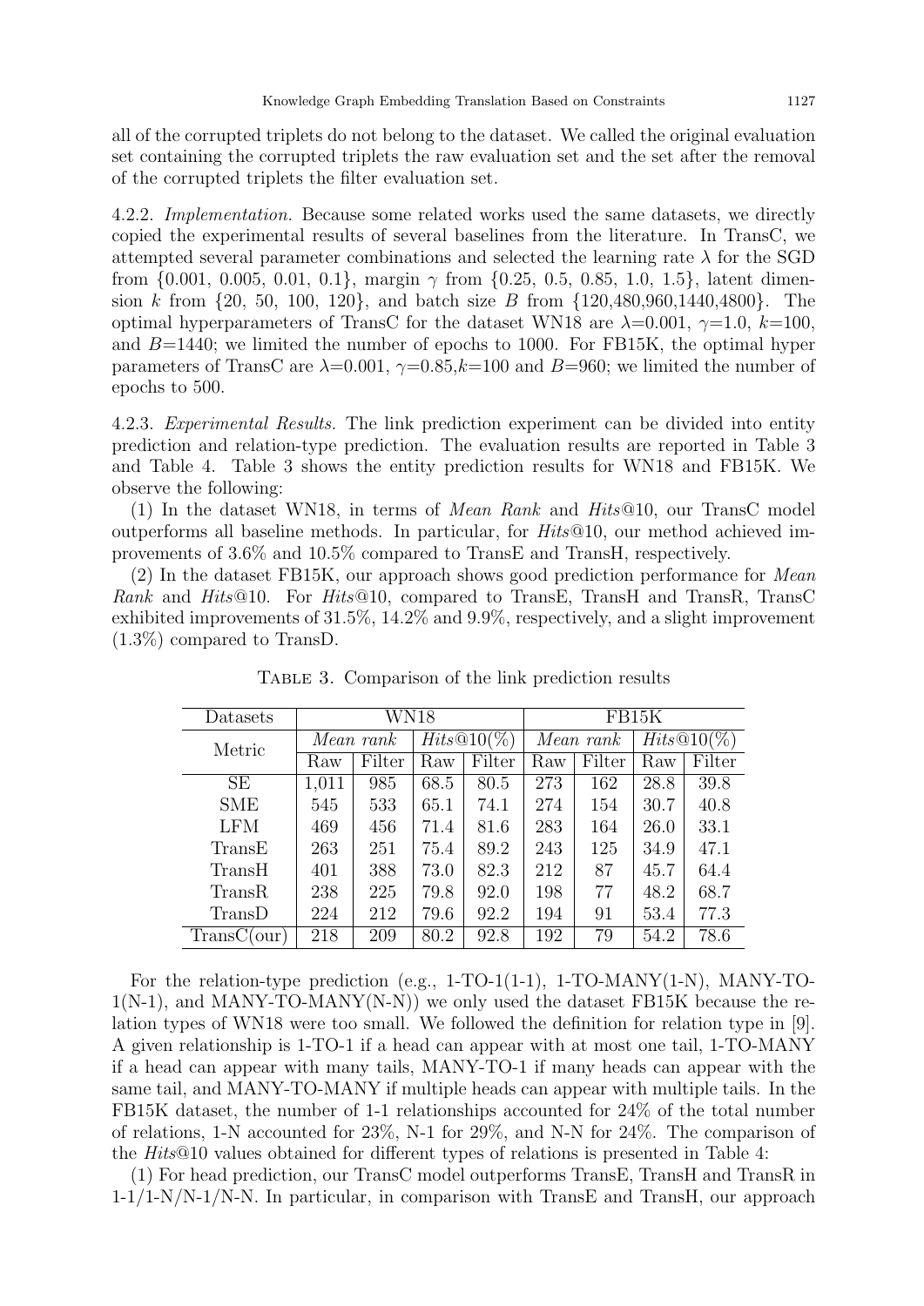all of the corrupted triplets do not belong to the dataset. We called the original evaluation set containing the corrupted triplets the raw evaluation set and the set after the removal of the corrupted triplets the filter evaluation set.

4.2.2. *Implementation.* Because some related works used the same datasets, we directly copied the experimental results of several baselines from the literature. In TransC, we attempted several parameter combinations and selected the learning rate $\lambda$ for the SGD from {0.001, 0.005, 0.01, 0.1}, margin $\gamma$ from {0.25, 0.5, 0.85, 1.0, 1.5}, latent dimension $k$ from {20, 50, 100, 120}, and batch size $B$ from {120,480,960,1440,4800}. The optimal hyperparameters of TransC for the dataset WN18 are $\lambda$=0.001, $\gamma$=1.0, $k$=100, and $B$=1440; we limited the number of epochs to 1000. For FB15K, the optimal hyper parameters of TransC are $\lambda$=0.001, $\gamma$=0.85,$k$=100 and $B$=960; we limited the number of epochs to 500.

4.2.3. *Experimental Results.* The link prediction experiment can be divided into entity prediction and relation-type prediction. The evaluation results are reported in Table 3 and Table 4. Table 3 shows the entity prediction results for WN18 and FB15K. We observe the following:

(1) In the dataset WN18, in terms of *Mean Rank* and *Hits*@10, our TransC model outperforms all baseline methods. In particular, for *Hits*@10, our method achieved improvements of 3.6% and 10.5% compared to TransE and TransH, respectively.

(2) In the dataset FB15K, our approach shows good prediction performance for *Mean Rank* and *Hits*@10. For *Hits*@10, compared to TransE, TransH and TransR, TransC exhibited improvements of 31.5%, 14.2% and 9.9%, respectively, and a slight improvement (1.3%) compared to TransD.

Table 3. Comparison of the link prediction results

| Datasets | WN18 | | | | FB15K | | | |
|---|---|---|---|---|---|---|---|---|
| Metric | *Mean rank* | | *Hits*@10(%) | | *Mean rank* | | *Hits*@10(%) | |
| | Raw | Filter | Raw | Filter | Raw | Filter | Raw | Filter |
| SE | 1,011 | 985 | 68.5 | 80.5 | 273 | 162 | 28.8 | 39.8 |
| SME | 545 | 533 | 65.1 | 74.1 | 274 | 154 | 30.7 | 40.8 |
| LFM | 469 | 456 | 71.4 | 81.6 | 283 | 164 | 26.0 | 33.1 |
| TransE | 263 | 251 | 75.4 | 89.2 | 243 | 125 | 34.9 | 47.1 |
| TransH | 401 | 388 | 73.0 | 82.3 | 212 | 87 | 45.7 | 64.4 |
| TransR | 238 | 225 | 79.8 | 92.0 | 198 | 77 | 48.2 | 68.7 |
| TransD | 224 | 212 | 79.6 | 92.2 | 194 | 91 | 53.4 | 77.3 |
| TransC(our) | 218 | 209 | 80.2 | 92.8 | 192 | 79 | 54.2 | 78.6 |

For the relation-type prediction (e.g., 1-TO-1(1-1), 1-TO-MANY(1-N), MANY-TO-1(N-1), and MANY-TO-MANY(N-N)) we only used the dataset FB15K because the relation types of WN18 were too small. We followed the definition for relation type in [9]. A given relationship is 1-TO-1 if a head can appear with at most one tail, 1-TO-MANY if a head can appear with many tails, MANY-TO-1 if many heads can appear with the same tail, and MANY-TO-MANY if multiple heads can appear with multiple tails. In the FB15K dataset, the number of 1-1 relationships accounted for 24% of the total number of relations, 1-N accounted for 23%, N-1 for 29%, and N-N for 24%. The comparison of the *Hits*@10 values obtained for different types of relations is presented in Table 4:

(1) For head prediction, our TransC model outperforms TransE, TransH and TransR in 1-1/1-N/N-1/N-N. In particular, in comparison with TransE and TransH, our approach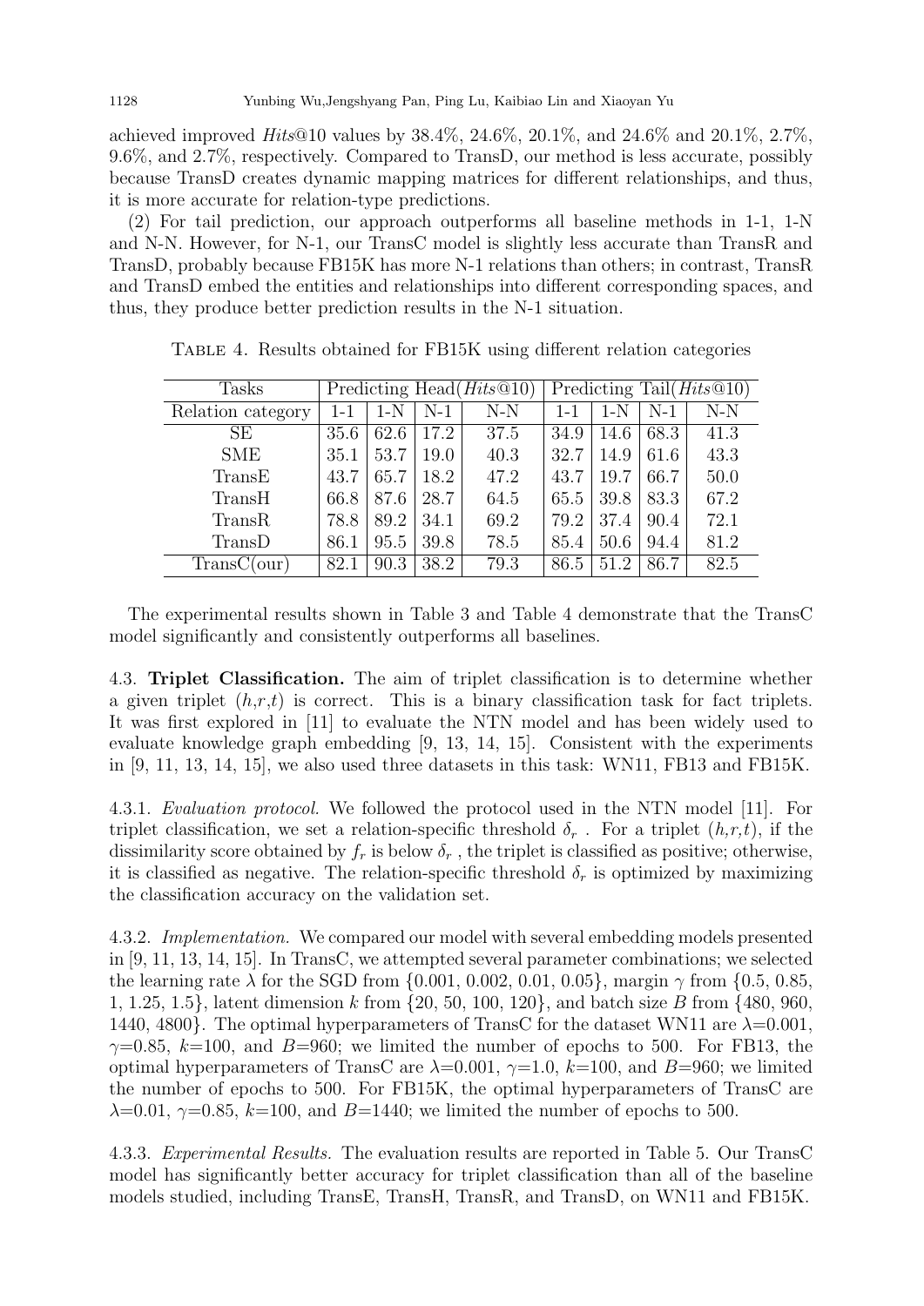achieved improved *Hits*@10 values by 38.4%, 24.6%, 20.1%, and 24.6% and 20.1%, 2.7%, 9.6%, and 2.7%, respectively. Compared to TransD, our method is less accurate, possibly because TransD creates dynamic mapping matrices for different relationships, and thus, it is more accurate for relation-type predictions.

(2) For tail prediction, our approach outperforms all baseline methods in 1-1, 1-N and N-N. However, for N-1, our TransC model is slightly less accurate than TransR and TransD, probably because FB15K has more N-1 relations than others; in contrast, TransR and TransD embed the entities and relationships into different corresponding spaces, and thus, they produce better prediction results in the N-1 situation.

Table 4. Results obtained for FB15K using different relation categories

| Tasks | Predicting Head(*Hits*@10) | | | | Predicting Tail(*Hits*@10) | | | |
|---|---|---|---|---|---|---|---|---|
| Relation category | 1-1 | 1-N | N-1 | N-N | 1-1 | 1-N | N-1 | N-N |
| SE | 35.6 | 62.6 | 17.2 | 37.5 | 34.9 | 14.6 | 68.3 | 41.3 |
| SME | 35.1 | 53.7 | 19.0 | 40.3 | 32.7 | 14.9 | 61.6 | 43.3 |
| TransE | 43.7 | 65.7 | 18.2 | 47.2 | 43.7 | 19.7 | 66.7 | 50.0 |
| TransH | 66.8 | 87.6 | 28.7 | 64.5 | 65.5 | 39.8 | 83.3 | 67.2 |
| TransR | 78.8 | 89.2 | 34.1 | 69.2 | 79.2 | 37.4 | 90.4 | 72.1 |
| TransD | 86.1 | 95.5 | 39.8 | 78.5 | 85.4 | 50.6 | 94.4 | 81.2 |
| TransC(our) | 82.1 | 90.3 | 38.2 | 79.3 | 86.5 | 51.2 | 86.7 | 82.5 |

The experimental results shown in Table 3 and Table 4 demonstrate that the TransC model significantly and consistently outperforms all baselines.

### 4.3. Triplet Classification.

The aim of triplet classification is to determine whether a given triplet $(h,r,t)$ is correct. This is a binary classification task for fact triplets. It was first explored in [11] to evaluate the NTN model and has been widely used to evaluate knowledge graph embedding [9, 13, 14, 15]. Consistent with the experiments in [9, 11, 13, 14, 15], we also used three datasets in this task: WN11, FB13 and FB15K.

#### 4.3.1. *Evaluation protocol.*

We followed the protocol used in the NTN model [11]. For triplet classification, we set a relation-specific threshold $\delta_r$ . For a triplet $(h,r,t)$, if the dissimilarity score obtained by $f_r$ is below $\delta_r$ , the triplet is classified as positive; otherwise, it is classified as negative. The relation-specific threshold $\delta_r$ is optimized by maximizing the classification accuracy on the validation set.

#### 4.3.2. *Implementation.*

We compared our model with several embedding models presented in [9, 11, 13, 14, 15]. In TransC, we attempted several parameter combinations; we selected the learning rate $\lambda$ for the SGD from {0.001, 0.002, 0.01, 0.05}, margin $\gamma$ from {0.5, 0.85, 1, 1.25, 1.5}, latent dimension $k$ from {20, 50, 100, 120}, and batch size $B$ from {480, 960, 1440, 4800}. The optimal hyperparameters of TransC for the dataset WN11 are $\lambda$=0.001, $\gamma$=0.85, $k$=100, and $B$=960; we limited the number of epochs to 500. For FB13, the optimal hyperparameters of TransC are $\lambda$=0.001, $\gamma$=1.0, $k$=100, and $B$=960; we limited the number of epochs to 500. For FB15K, the optimal hyperparameters of TransC are $\lambda$=0.01, $\gamma$=0.85, $k$=100, and $B$=1440; we limited the number of epochs to 500.

#### 4.3.3. *Experimental Results.*

The evaluation results are reported in Table 5. Our TransC model has significantly better accuracy for triplet classification than all of the baseline models studied, including TransE, TransH, TransR, and TransD, on WN11 and FB15K.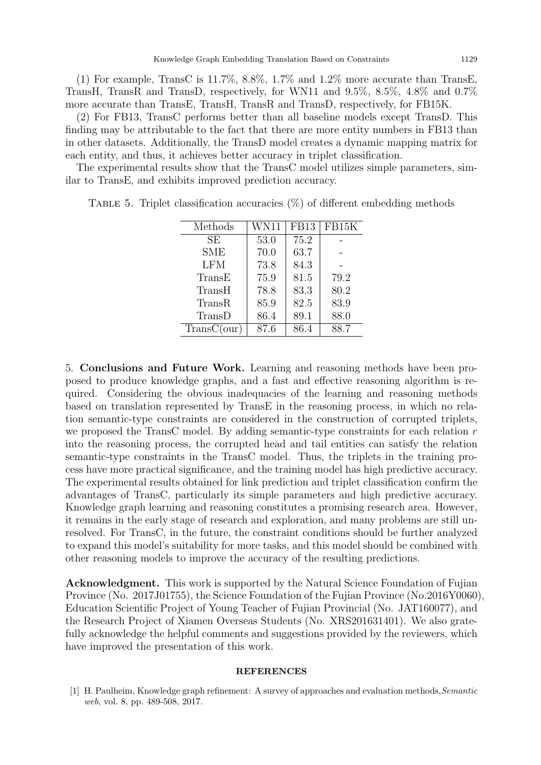(1) For example, TransC is 11.7%, 8.8%, 1.7% and 1.2% more accurate than TransE, TransH, TransR and TransD, respectively, for WN11 and 9.5%, 8.5%, 4.8% and 0.7% more accurate than TransE, TransH, TransR and TransD, respectively, for FB15K.

(2) For FB13, TransC performs better than all baseline models except TransD. This finding may be attributable to the fact that there are more entity numbers in FB13 than in other datasets. Additionally, the TransD model creates a dynamic mapping matrix for each entity, and thus, it achieves better accuracy in triplet classification.

The experimental results show that the TransC model utilizes simple parameters, similar to TransE, and exhibits improved prediction accuracy.

Table 5. Triplet classification accuracies (%) of different embedding methods

| Methods | WN11 | FB13 | FB15K |
|---|---|---|---|
| SE | 53.0 | 75.2 | - |
| SME | 70.0 | 63.7 | - |
| LFM | 73.8 | 84.3 | - |
| TransE | 75.9 | 81.5 | 79.2 |
| TransH | 78.8 | 83.3 | 80.2 |
| TransR | 85.9 | 82.5 | 83.9 |
| TransD | 86.4 | 89.1 | 88.0 |
| TransC(our) | 87.6 | 86.4 | 88.7 |

## 5. Conclusions and Future Work.

Learning and reasoning methods have been proposed to produce knowledge graphs, and a fast and effective reasoning algorithm is required. Considering the obvious inadequacies of the learning and reasoning methods based on translation represented by TransE in the reasoning process, in which no relation semantic-type constraints are considered in the construction of corrupted triplets, we proposed the TransC model. By adding semantic-type constraints for each relation $r$ into the reasoning process, the corrupted head and tail entities can satisfy the relation semantic-type constraints in the TransC model. Thus, the triplets in the training process have more practical significance, and the training model has high predictive accuracy. The experimental results obtained for link prediction and triplet classification confirm the advantages of TransC, particularly its simple parameters and high predictive accuracy. Knowledge graph learning and reasoning constitutes a promising research area. However, it remains in the early stage of research and exploration, and many problems are still unresolved. For TransC, in the future, the constraint conditions should be further analyzed to expand this model's suitability for more tasks, and this model should be combined with other reasoning models to improve the accuracy of the resulting predictions.

**Acknowledgment.** This work is supported by the Natural Science Foundation of Fujian Province (No. 2017J01755), the Science Foundation of the Fujian Province (No.2016Y0060), Education Scientific Project of Young Teacher of Fujian Provincial (No. JAT160077), and the Research Project of Xiamen Overseas Students (No. XRS201631401). We also gratefully acknowledge the helpful comments and suggestions provided by the reviewers, which have improved the presentation of this work.

## REFERENCES

[1] H. Paulheim, Knowledge graph refinement: A survey of approaches and evaluation methods, *Semantic web*, vol. 8, pp. 489-508, 2017.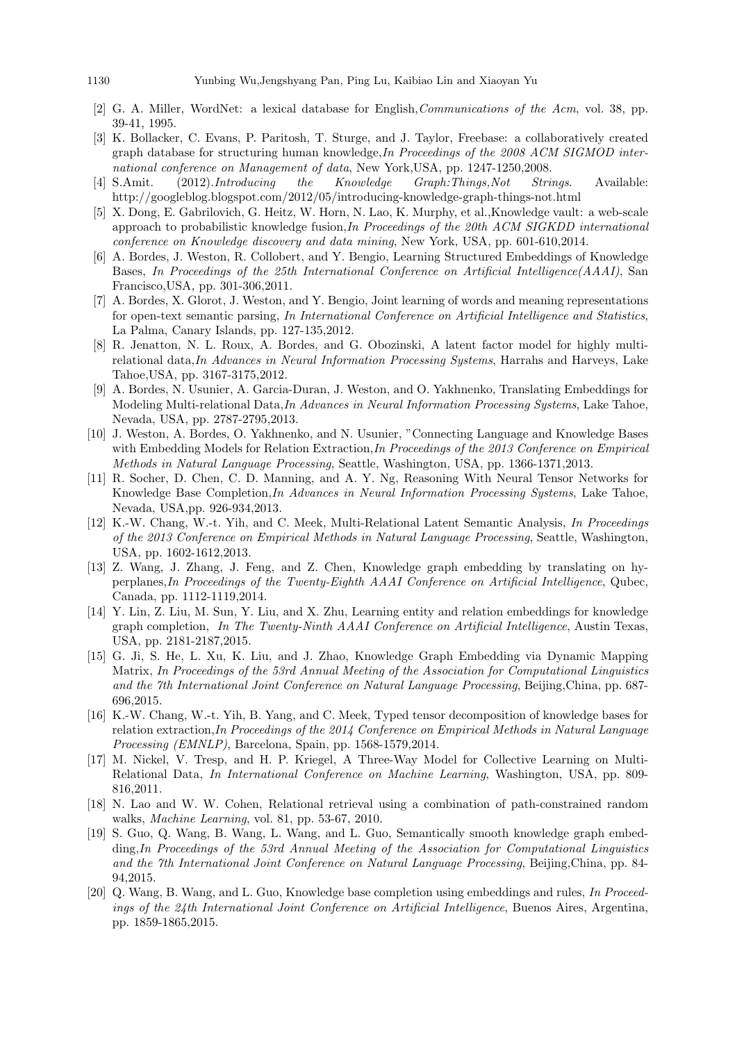[2] G. A. Miller, WordNet: a lexical database for English,*Communications of the Acm*, vol. 38, pp. 39-41, 1995.

[3] K. Bollacker, C. Evans, P. Paritosh, T. Sturge, and J. Taylor, Freebase: a collaboratively created graph database for structuring human knowledge,*In Proceedings of the 2008 ACM SIGMOD international conference on Management of data*, New York,USA, pp. 1247-1250,2008.

[4] S.Amit. (2012).*Introducing the Knowledge Graph:Things,Not Strings*. Available: http://googleblog.blogspot.com/2012/05/introducing-knowledge-graph-things-not.html

[5] X. Dong, E. Gabrilovich, G. Heitz, W. Horn, N. Lao, K. Murphy, et al.,Knowledge vault: a web-scale approach to probabilistic knowledge fusion,*In Proceedings of the 20th ACM SIGKDD international conference on Knowledge discovery and data mining*, New York, USA, pp. 601-610,2014.

[6] A. Bordes, J. Weston, R. Collobert, and Y. Bengio, Learning Structured Embeddings of Knowledge Bases, *In Proceedings of the 25th International Conference on Artificial Intelligence(AAAI)*, San Francisco,USA, pp. 301-306,2011.

[7] A. Bordes, X. Glorot, J. Weston, and Y. Bengio, Joint learning of words and meaning representations for open-text semantic parsing, *In International Conference on Artificial Intelligence and Statistics*, La Palma, Canary Islands, pp. 127-135,2012.

[8] R. Jenatton, N. L. Roux, A. Bordes, and G. Obozinski, A latent factor model for highly multi-relational data,*In Advances in Neural Information Processing Systems*, Harrahs and Harveys, Lake Tahoe,USA, pp. 3167-3175,2012.

[9] A. Bordes, N. Usunier, A. Garcia-Duran, J. Weston, and O. Yakhnenko, Translating Embeddings for Modeling Multi-relational Data,*In Advances in Neural Information Processing Systems*, Lake Tahoe, Nevada, USA, pp. 2787-2795,2013.

[10] J. Weston, A. Bordes, O. Yakhnenko, and N. Usunier, "Connecting Language and Knowledge Bases with Embedding Models for Relation Extraction,*In Proceedings of the 2013 Conference on Empirical Methods in Natural Language Processing*, Seattle, Washington, USA, pp. 1366-1371,2013.

[11] R. Socher, D. Chen, C. D. Manning, and A. Y. Ng, Reasoning With Neural Tensor Networks for Knowledge Base Completion,*In Advances in Neural Information Processing Systems*, Lake Tahoe, Nevada, USA,pp. 926-934,2013.

[12] K.-W. Chang, W.-t. Yih, and C. Meek, Multi-Relational Latent Semantic Analysis, *In Proceedings of the 2013 Conference on Empirical Methods in Natural Language Processing*, Seattle, Washington, USA, pp. 1602-1612,2013.

[13] Z. Wang, J. Zhang, J. Feng, and Z. Chen, Knowledge graph embedding by translating on hyperplanes,*In Proceedings of the Twenty-Eighth AAAI Conference on Artificial Intelligence*, Qubec, Canada, pp. 1112-1119,2014.

[14] Y. Lin, Z. Liu, M. Sun, Y. Liu, and X. Zhu, Learning entity and relation embeddings for knowledge graph completion, *In The Twenty-Ninth AAAI Conference on Artificial Intelligence*, Austin Texas, USA, pp. 2181-2187,2015.

[15] G. Ji, S. He, L. Xu, K. Liu, and J. Zhao, Knowledge Graph Embedding via Dynamic Mapping Matrix, *In Proceedings of the 53rd Annual Meeting of the Association for Computational Linguistics and the 7th International Joint Conference on Natural Language Processing*, Beijing,China, pp. 687-696,2015.

[16] K.-W. Chang, W.-t. Yih, B. Yang, and C. Meek, Typed tensor decomposition of knowledge bases for relation extraction,*In Proceedings of the 2014 Conference on Empirical Methods in Natural Language Processing (EMNLP)*, Barcelona, Spain, pp. 1568-1579,2014.

[17] M. Nickel, V. Tresp, and H. P. Kriegel, A Three-Way Model for Collective Learning on Multi-Relational Data, *In International Conference on Machine Learning*, Washington, USA, pp. 809-816,2011.

[18] N. Lao and W. W. Cohen, Relational retrieval using a combination of path-constrained random walks, *Machine Learning*, vol. 81, pp. 53-67, 2010.

[19] S. Guo, Q. Wang, B. Wang, L. Wang, and L. Guo, Semantically smooth knowledge graph embedding,*In Proceedings of the 53rd Annual Meeting of the Association for Computational Linguistics and the 7th International Joint Conference on Natural Language Processing*, Beijing,China, pp. 84-94,2015.

[20] Q. Wang, B. Wang, and L. Guo, Knowledge base completion using embeddings and rules, *In Proceedings of the 24th International Joint Conference on Artificial Intelligence*, Buenos Aires, Argentina, pp. 1859-1865,2015.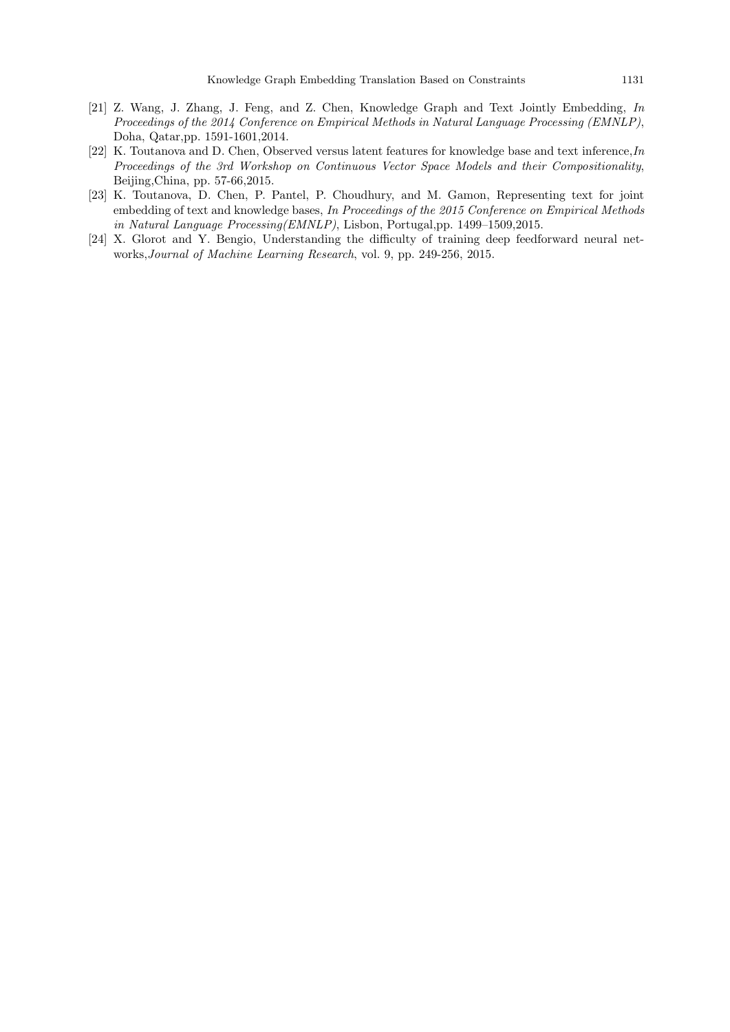[21] Z. Wang, J. Zhang, J. Feng, and Z. Chen, Knowledge Graph and Text Jointly Embedding, *In Proceedings of the 2014 Conference on Empirical Methods in Natural Language Processing (EMNLP)*, Doha, Qatar,pp. 1591-1601,2014.

[22] K. Toutanova and D. Chen, Observed versus latent features for knowledge base and text inference,*In Proceedings of the 3rd Workshop on Continuous Vector Space Models and their Compositionality*, Beijing,China, pp. 57-66,2015.

[23] K. Toutanova, D. Chen, P. Pantel, P. Choudhury, and M. Gamon, Representing text for joint embedding of text and knowledge bases, *In Proceedings of the 2015 Conference on Empirical Methods in Natural Language Processing(EMNLP)*, Lisbon, Portugal,pp. 1499–1509,2015.

[24] X. Glorot and Y. Bengio, Understanding the difficulty of training deep feedforward neural networks,*Journal of Machine Learning Research*, vol. 9, pp. 249-256, 2015.